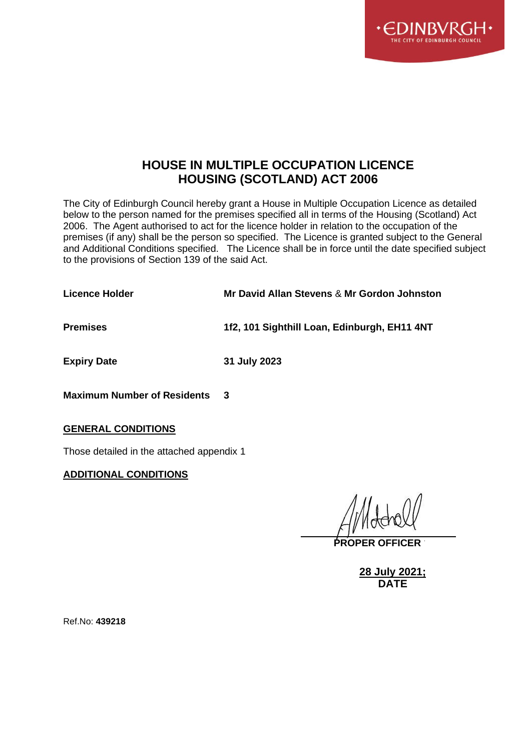# HOUSE IN MULTIPLE OCCUPATION LICENCE
# HOUSING (SCOTLAND) ACT 2006

The City of Edinburgh Council hereby grant a House in Multiple Occupation Licence as detailed below to the person named for the premises specified all in terms of the Housing (Scotland) Act 2006. The Agent authorised to act for the licence holder in relation to the occupation of the premises (if any) shall be the person so specified. The Licence is granted subject to the General and Additional Conditions specified. The Licence shall be in force until the date specified subject to the provisions of Section 139 of the said Act.

**Licence Holder** **Mr David Allan Stevens** & **Mr Gordon Johnston**

**Premises** **1f2, 101 Sighthill Loan, Edinburgh, EH11 4NT**

**Expiry Date** **31 July 2023**

**Maximum Number of Residents** **3**

**GENERAL CONDITIONS**

Those detailed in the attached appendix 1

**ADDITIONAL CONDITIONS**

**PROPER OFFICER**

**28 July 2021;**
**DATE**

Ref.No: **439218**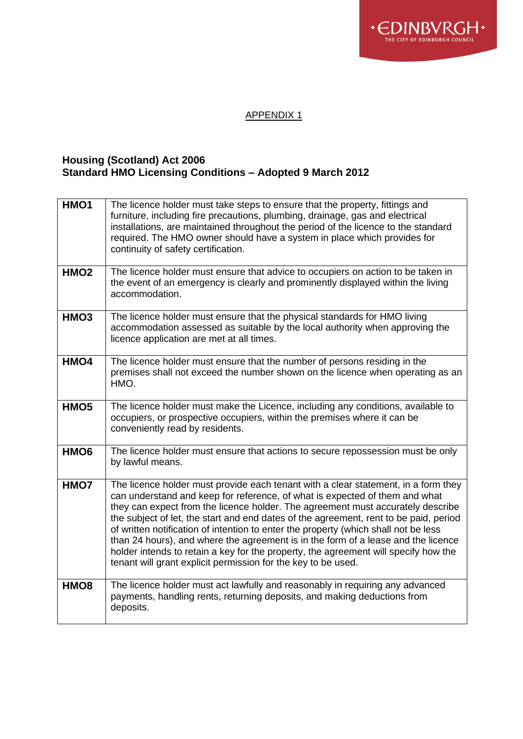APPENDIX 1

**Housing (Scotland) Act 2006**
**Standard HMO Licensing Conditions – Adopted 9 March 2012**

| | |
|---|---|
| **HMO1** | The licence holder must take steps to ensure that the property, fittings and furniture, including fire precautions, plumbing, drainage, gas and electrical installations, are maintained throughout the period of the licence to the standard required. The HMO owner should have a system in place which provides for continuity of safety certification. |
| **HMO2** | The licence holder must ensure that advice to occupiers on action to be taken in the event of an emergency is clearly and prominently displayed within the living accommodation. |
| **HMO3** | The licence holder must ensure that the physical standards for HMO living accommodation assessed as suitable by the local authority when approving the licence application are met at all times. |
| **HMO4** | The licence holder must ensure that the number of persons residing in the premises shall not exceed the number shown on the licence when operating as an HMO. |
| **HMO5** | The licence holder must make the Licence, including any conditions, available to occupiers, or prospective occupiers, within the premises where it can be conveniently read by residents. |
| **HMO6** | The licence holder must ensure that actions to secure repossession must be only by lawful means. |
| **HMO7** | The licence holder must provide each tenant with a clear statement, in a form they can understand and keep for reference, of what is expected of them and what they can expect from the licence holder. The agreement must accurately describe the subject of let, the start and end dates of the agreement, rent to be paid, period of written notification of intention to enter the property (which shall not be less than 24 hours), and where the agreement is in the form of a lease and the licence holder intends to retain a key for the property, the agreement will specify how the tenant will grant explicit permission for the key to be used. |
| **HMO8** | The licence holder must act lawfully and reasonably in requiring any advanced payments, handling rents, returning deposits, and making deductions from deposits. |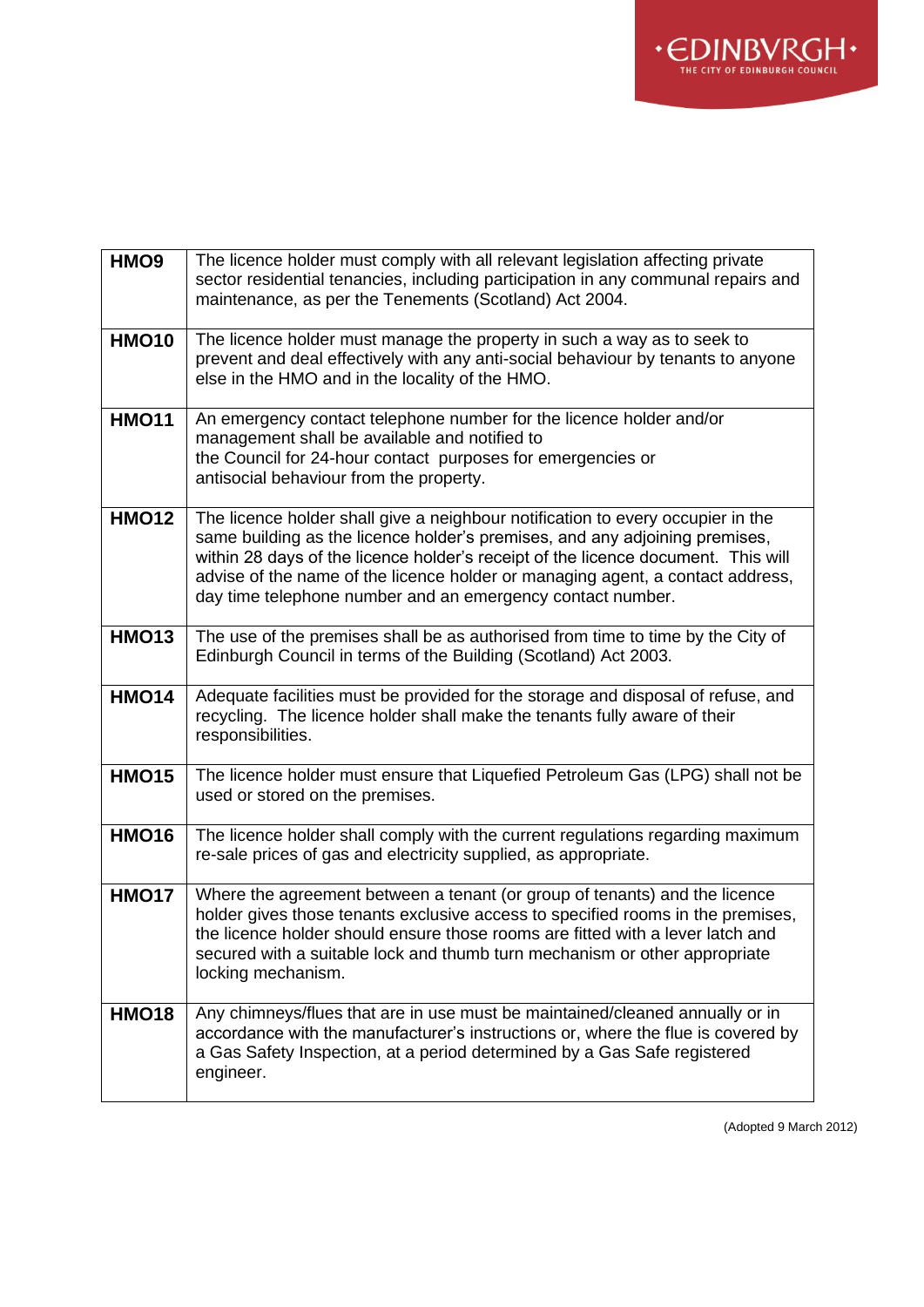| | |
|---|---|
| **HMO9** | The licence holder must comply with all relevant legislation affecting private sector residential tenancies, including participation in any communal repairs and maintenance, as per the Tenements (Scotland) Act 2004. |
| **HMO10** | The licence holder must manage the property in such a way as to seek to prevent and deal effectively with any anti-social behaviour by tenants to anyone else in the HMO and in the locality of the HMO. |
| **HMO11** | An emergency contact telephone number for the licence holder and/or management shall be available and notified to the Council for 24-hour contact purposes for emergencies or antisocial behaviour from the property. |
| **HMO12** | The licence holder shall give a neighbour notification to every occupier in the same building as the licence holder's premises, and any adjoining premises, within 28 days of the licence holder's receipt of the licence document. This will advise of the name of the licence holder or managing agent, a contact address, day time telephone number and an emergency contact number. |
| **HMO13** | The use of the premises shall be as authorised from time to time by the City of Edinburgh Council in terms of the Building (Scotland) Act 2003. |
| **HMO14** | Adequate facilities must be provided for the storage and disposal of refuse, and recycling. The licence holder shall make the tenants fully aware of their responsibilities. |
| **HMO15** | The licence holder must ensure that Liquefied Petroleum Gas (LPG) shall not be used or stored on the premises. |
| **HMO16** | The licence holder shall comply with the current regulations regarding maximum re-sale prices of gas and electricity supplied, as appropriate. |
| **HMO17** | Where the agreement between a tenant (or group of tenants) and the licence holder gives those tenants exclusive access to specified rooms in the premises, the licence holder should ensure those rooms are fitted with a lever latch and secured with a suitable lock and thumb turn mechanism or other appropriate locking mechanism. |
| **HMO18** | Any chimneys/flues that are in use must be maintained/cleaned annually or in accordance with the manufacturer's instructions or, where the flue is covered by a Gas Safety Inspection, at a period determined by a Gas Safe registered engineer. |

(Adopted 9 March 2012)